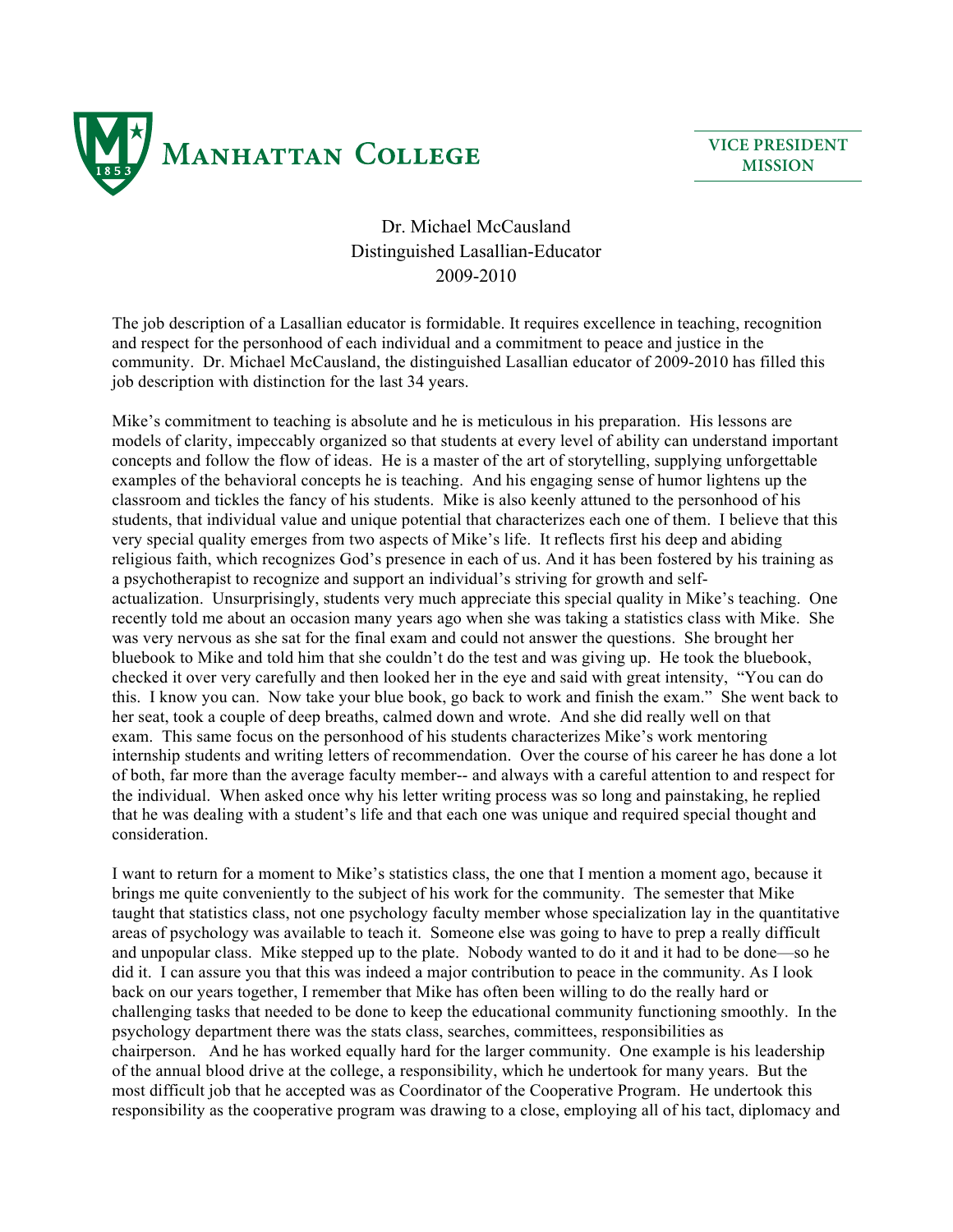MANHATTAN COLLEGE

VICE PRESIDENT MISSION

Dr. Michael McCausland
Distinguished Lasallian-Educator
2009-2010

The job description of a Lasallian educator is formidable. It requires excellence in teaching, recognition and respect for the personhood of each individual and a commitment to peace and justice in the community. Dr. Michael McCausland, the distinguished Lasallian educator of 2009-2010 has filled this job description with distinction for the last 34 years.

Mike's commitment to teaching is absolute and he is meticulous in his preparation. His lessons are models of clarity, impeccably organized so that students at every level of ability can understand important concepts and follow the flow of ideas. He is a master of the art of storytelling, supplying unforgettable examples of the behavioral concepts he is teaching. And his engaging sense of humor lightens up the classroom and tickles the fancy of his students. Mike is also keenly attuned to the personhood of his students, that individual value and unique potential that characterizes each one of them. I believe that this very special quality emerges from two aspects of Mike's life. It reflects first his deep and abiding religious faith, which recognizes God's presence in each of us. And it has been fostered by his training as a psychotherapist to recognize and support an individual's striving for growth and self-actualization. Unsurprisingly, students very much appreciate this special quality in Mike's teaching. One recently told me about an occasion many years ago when she was taking a statistics class with Mike. She was very nervous as she sat for the final exam and could not answer the questions. She brought her bluebook to Mike and told him that she couldn't do the test and was giving up. He took the bluebook, checked it over very carefully and then looked her in the eye and said with great intensity, "You can do this. I know you can. Now take your blue book, go back to work and finish the exam." She went back to her seat, took a couple of deep breaths, calmed down and wrote. And she did really well on that exam. This same focus on the personhood of his students characterizes Mike's work mentoring internship students and writing letters of recommendation. Over the course of his career he has done a lot of both, far more than the average faculty member-- and always with a careful attention to and respect for the individual. When asked once why his letter writing process was so long and painstaking, he replied that he was dealing with a student's life and that each one was unique and required special thought and consideration.

I want to return for a moment to Mike's statistics class, the one that I mention a moment ago, because it brings me quite conveniently to the subject of his work for the community. The semester that Mike taught that statistics class, not one psychology faculty member whose specialization lay in the quantitative areas of psychology was available to teach it. Someone else was going to have to prep a really difficult and unpopular class. Mike stepped up to the plate. Nobody wanted to do it and it had to be done—so he did it. I can assure you that this was indeed a major contribution to peace in the community. As I look back on our years together, I remember that Mike has often been willing to do the really hard or challenging tasks that needed to be done to keep the educational community functioning smoothly. In the psychology department there was the stats class, searches, committees, responsibilities as chairperson. And he has worked equally hard for the larger community. One example is his leadership of the annual blood drive at the college, a responsibility, which he undertook for many years. But the most difficult job that he accepted was as Coordinator of the Cooperative Program. He undertook this responsibility as the cooperative program was drawing to a close, employing all of his tact, diplomacy and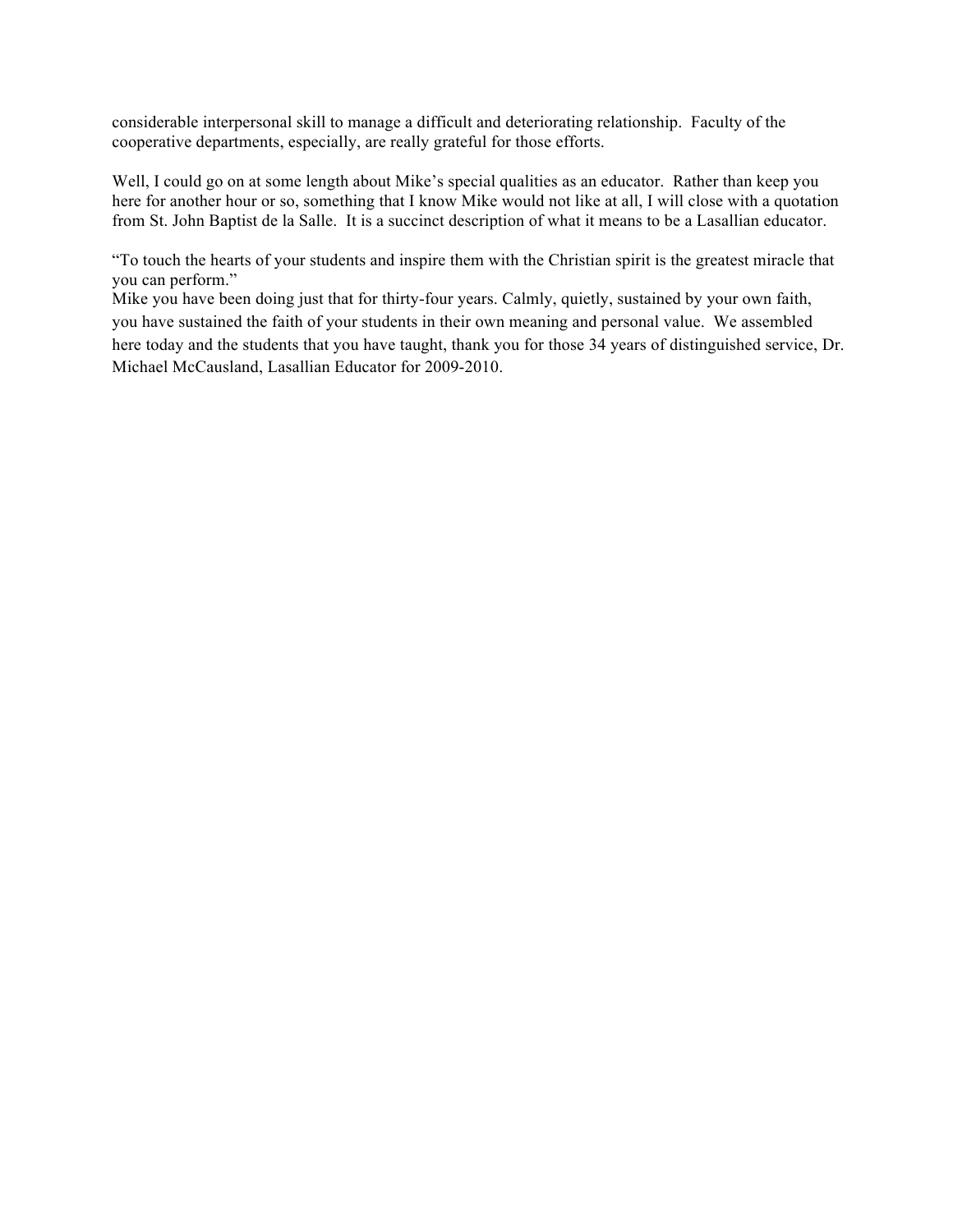considerable interpersonal skill to manage a difficult and deteriorating relationship. Faculty of the cooperative departments, especially, are really grateful for those efforts.

Well, I could go on at some length about Mike's special qualities as an educator. Rather than keep you here for another hour or so, something that I know Mike would not like at all, I will close with a quotation from St. John Baptist de la Salle. It is a succinct description of what it means to be a Lasallian educator.

"To touch the hearts of your students and inspire them with the Christian spirit is the greatest miracle that you can perform."
Mike you have been doing just that for thirty-four years. Calmly, quietly, sustained by your own faith, you have sustained the faith of your students in their own meaning and personal value. We assembled here today and the students that you have taught, thank you for those 34 years of distinguished service, Dr. Michael McCausland, Lasallian Educator for 2009-2010.